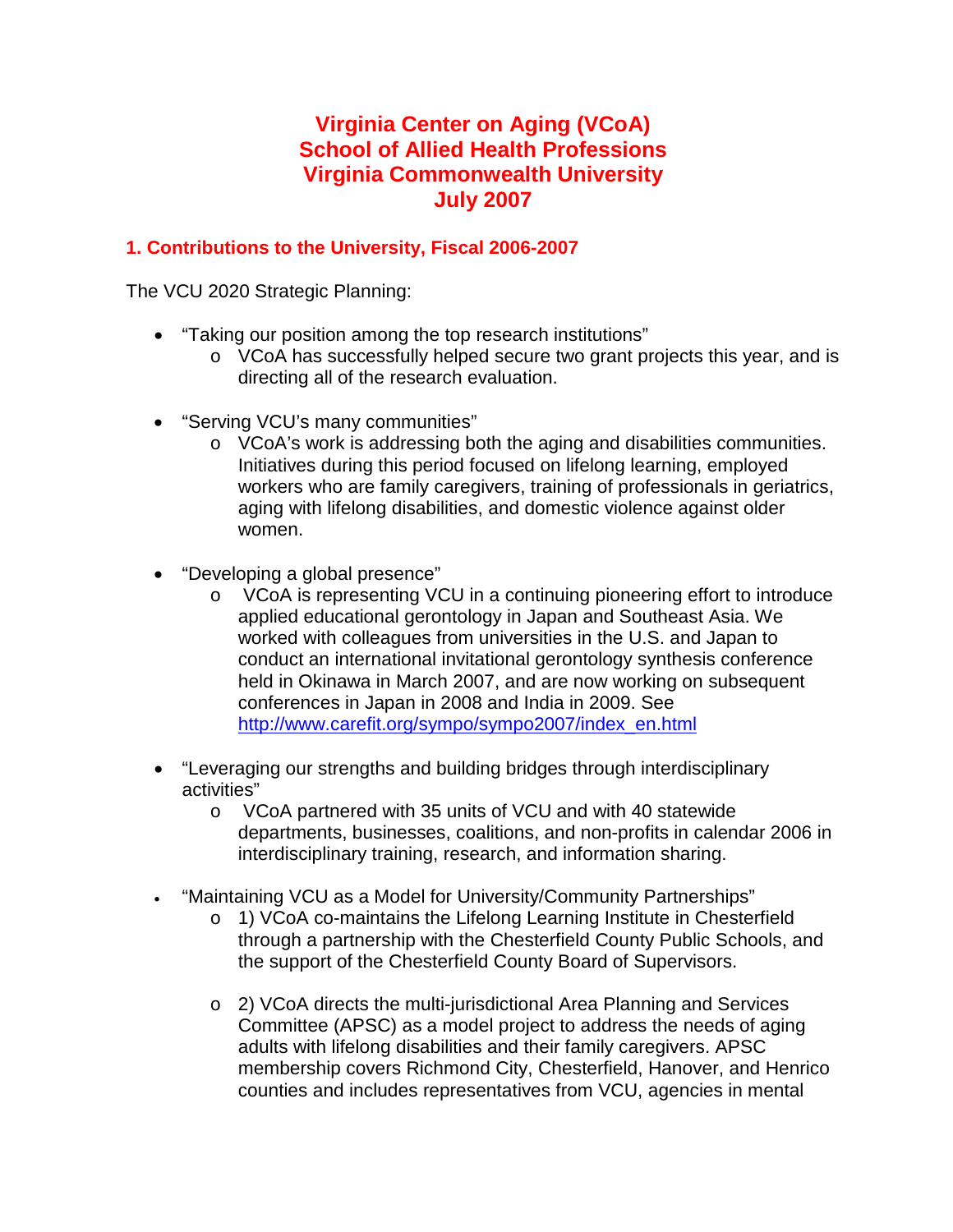# Virginia Center on Aging (VCoA)
# School of Allied Health Professions
# Virginia Commonwealth University
# July 2007

## 1. Contributions to the University, Fiscal 2006-2007

The VCU 2020 Strategic Planning:

- "Taking our position among the top research institutions"
  - VCoA has successfully helped secure two grant projects this year, and is directing all of the research evaluation.

- "Serving VCU's many communities"
  - VCoA's work is addressing both the aging and disabilities communities. Initiatives during this period focused on lifelong learning, employed workers who are family caregivers, training of professionals in geriatrics, aging with lifelong disabilities, and domestic violence against older women.

- "Developing a global presence"
  - VCoA is representing VCU in a continuing pioneering effort to introduce applied educational gerontology in Japan and Southeast Asia. We worked with colleagues from universities in the U.S. and Japan to conduct an international invitational gerontology synthesis conference held in Okinawa in March 2007, and are now working on subsequent conferences in Japan in 2008 and India in 2009. See http://www.carefit.org/sympo/sympo2007/index_en.html

- "Leveraging our strengths and building bridges through interdisciplinary activities"
  - VCoA partnered with 35 units of VCU and with 40 statewide departments, businesses, coalitions, and non-profits in calendar 2006 in interdisciplinary training, research, and information sharing.

- "Maintaining VCU as a Model for University/Community Partnerships"
  - 1) VCoA co-maintains the Lifelong Learning Institute in Chesterfield through a partnership with the Chesterfield County Public Schools, and the support of the Chesterfield County Board of Supervisors.

  - 2) VCoA directs the multi-jurisdictional Area Planning and Services Committee (APSC) as a model project to address the needs of aging adults with lifelong disabilities and their family caregivers. APSC membership covers Richmond City, Chesterfield, Hanover, and Henrico counties and includes representatives from VCU, agencies in mental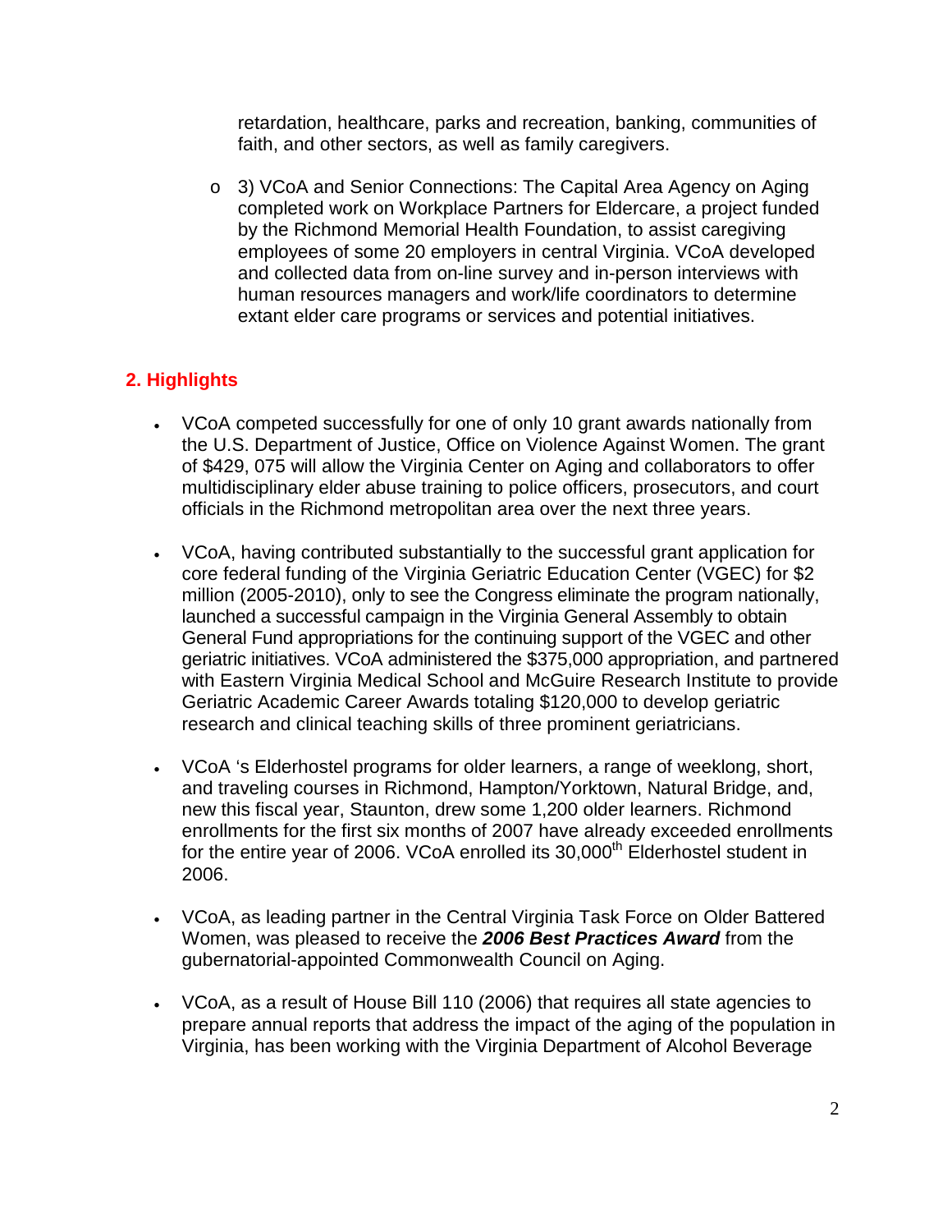retardation, healthcare, parks and recreation, banking, communities of faith, and other sectors, as well as family caregivers.

- 3) VCoA and Senior Connections: The Capital Area Agency on Aging completed work on Workplace Partners for Eldercare, a project funded by the Richmond Memorial Health Foundation, to assist caregiving employees of some 20 employers in central Virginia. VCoA developed and collected data from on-line survey and in-person interviews with human resources managers and work/life coordinators to determine extant elder care programs or services and potential initiatives.

## 2. Highlights

- VCoA competed successfully for one of only 10 grant awards nationally from the U.S. Department of Justice, Office on Violence Against Women. The grant of $429, 075 will allow the Virginia Center on Aging and collaborators to offer multidisciplinary elder abuse training to police officers, prosecutors, and court officials in the Richmond metropolitan area over the next three years.

- VCoA, having contributed substantially to the successful grant application for core federal funding of the Virginia Geriatric Education Center (VGEC) for $2 million (2005-2010), only to see the Congress eliminate the program nationally, launched a successful campaign in the Virginia General Assembly to obtain General Fund appropriations for the continuing support of the VGEC and other geriatric initiatives. VCoA administered the $375,000 appropriation, and partnered with Eastern Virginia Medical School and McGuire Research Institute to provide Geriatric Academic Career Awards totaling $120,000 to develop geriatric research and clinical teaching skills of three prominent geriatricians.

- VCoA 's Elderhostel programs for older learners, a range of weeklong, short, and traveling courses in Richmond, Hampton/Yorktown, Natural Bridge, and, new this fiscal year, Staunton, drew some 1,200 older learners. Richmond enrollments for the first six months of 2007 have already exceeded enrollments for the entire year of 2006. VCoA enrolled its 30,000th Elderhostel student in 2006.

- VCoA, as leading partner in the Central Virginia Task Force on Older Battered Women, was pleased to receive the ***2006 Best Practices Award*** from the gubernatorial-appointed Commonwealth Council on Aging.

- VCoA, as a result of House Bill 110 (2006) that requires all state agencies to prepare annual reports that address the impact of the aging of the population in Virginia, has been working with the Virginia Department of Alcohol Beverage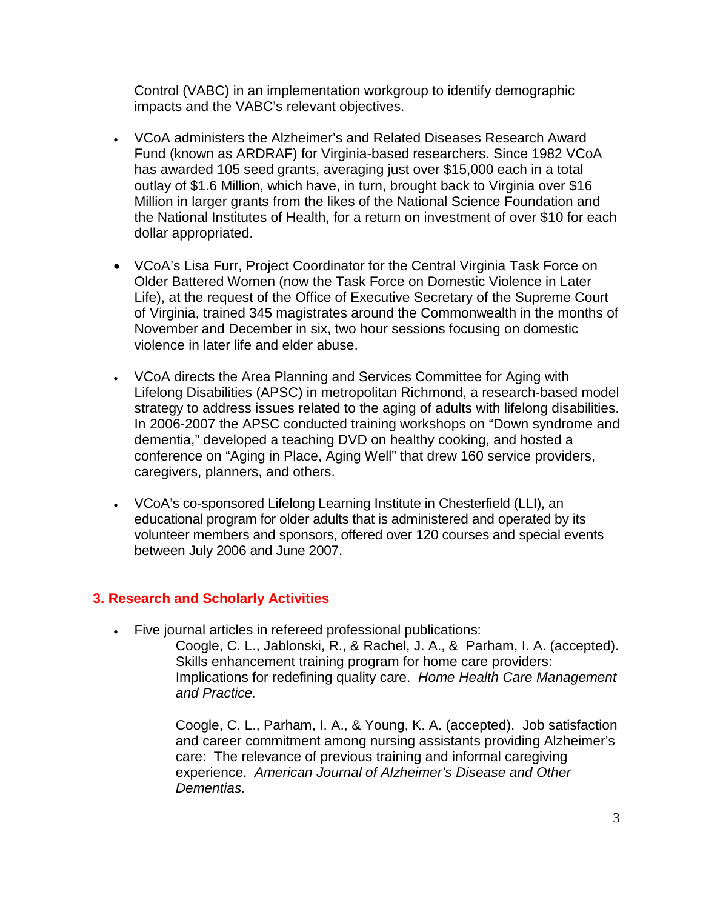Control (VABC) in an implementation workgroup to identify demographic impacts and the VABC's relevant objectives.

- VCoA administers the Alzheimer's and Related Diseases Research Award Fund (known as ARDRAF) for Virginia-based researchers. Since 1982 VCoA has awarded 105 seed grants, averaging just over $15,000 each in a total outlay of $1.6 Million, which have, in turn, brought back to Virginia over $16 Million in larger grants from the likes of the National Science Foundation and the National Institutes of Health, for a return on investment of over $10 for each dollar appropriated.

- VCoA's Lisa Furr, Project Coordinator for the Central Virginia Task Force on Older Battered Women (now the Task Force on Domestic Violence in Later Life), at the request of the Office of Executive Secretary of the Supreme Court of Virginia, trained 345 magistrates around the Commonwealth in the months of November and December in six, two hour sessions focusing on domestic violence in later life and elder abuse.

- VCoA directs the Area Planning and Services Committee for Aging with Lifelong Disabilities (APSC) in metropolitan Richmond, a research-based model strategy to address issues related to the aging of adults with lifelong disabilities. In 2006-2007 the APSC conducted training workshops on "Down syndrome and dementia," developed a teaching DVD on healthy cooking, and hosted a conference on "Aging in Place, Aging Well" that drew 160 service providers, caregivers, planners, and others.

- VCoA's co-sponsored Lifelong Learning Institute in Chesterfield (LLI), an educational program for older adults that is administered and operated by its volunteer members and sponsors, offered over 120 courses and special events between July 2006 and June 2007.

## 3. Research and Scholarly Activities

- Five journal articles in refereed professional publications:

  Coogle, C. L., Jablonski, R., & Rachel, J. A., & Parham, I. A. (accepted). Skills enhancement training program for home care providers: Implications for redefining quality care. *Home Health Care Management and Practice.*

  Coogle, C. L., Parham, I. A., & Young, K. A. (accepted). Job satisfaction and career commitment among nursing assistants providing Alzheimer's care: The relevance of previous training and informal caregiving experience. *American Journal of Alzheimer's Disease and Other Dementias.*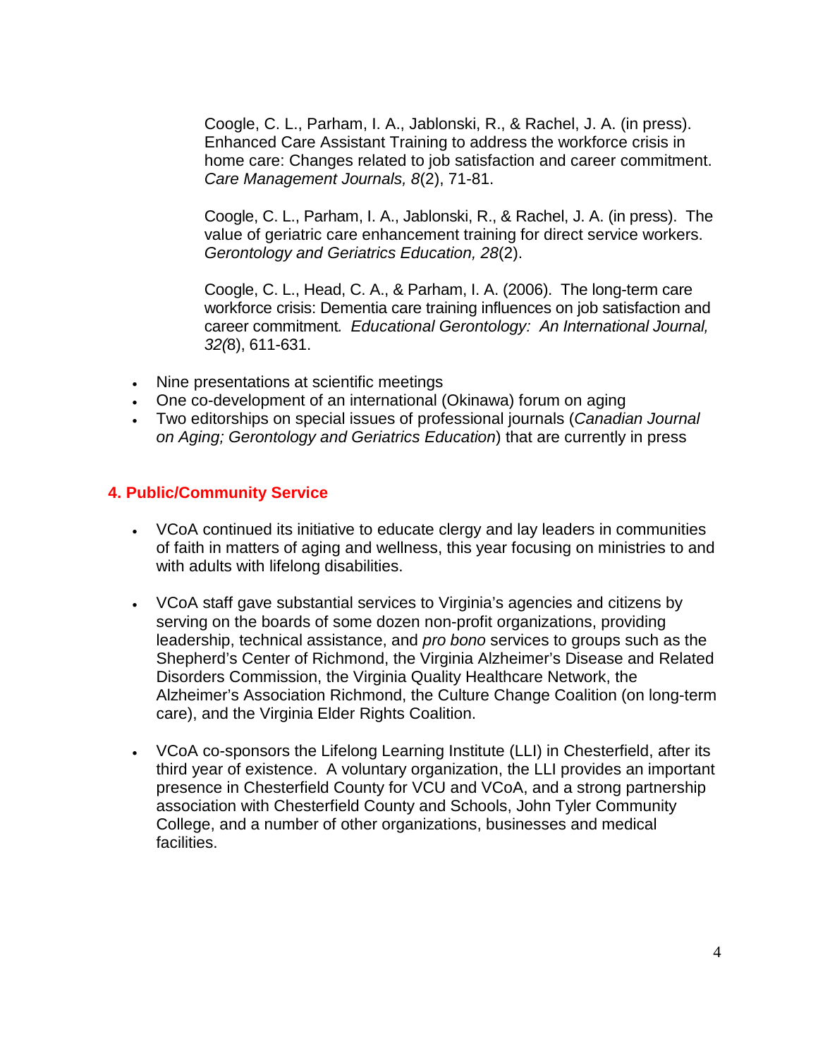Coogle, C. L., Parham, I. A., Jablonski, R., & Rachel, J. A. (in press). Enhanced Care Assistant Training to address the workforce crisis in home care: Changes related to job satisfaction and career commitment. *Care Management Journals, 8*(2), 71-81.

Coogle, C. L., Parham, I. A., Jablonski, R., & Rachel, J. A. (in press). The value of geriatric care enhancement training for direct service workers. *Gerontology and Geriatrics Education, 28*(2).

Coogle, C. L., Head, C. A., & Parham, I. A. (2006). The long-term care workforce crisis: Dementia care training influences on job satisfaction and career commitment*. Educational Gerontology: An International Journal, 32(*8), 611-631.

- Nine presentations at scientific meetings
- One co-development of an international (Okinawa) forum on aging
- Two editorships on special issues of professional journals (*Canadian Journal on Aging; Gerontology and Geriatrics Education*) that are currently in press

## 4. Public/Community Service

- VCoA continued its initiative to educate clergy and lay leaders in communities of faith in matters of aging and wellness, this year focusing on ministries to and with adults with lifelong disabilities.

- VCoA staff gave substantial services to Virginia's agencies and citizens by serving on the boards of some dozen non-profit organizations, providing leadership, technical assistance, and *pro bono* services to groups such as the Shepherd's Center of Richmond, the Virginia Alzheimer's Disease and Related Disorders Commission, the Virginia Quality Healthcare Network, the Alzheimer's Association Richmond, the Culture Change Coalition (on long-term care), and the Virginia Elder Rights Coalition.

- VCoA co-sponsors the Lifelong Learning Institute (LLI) in Chesterfield, after its third year of existence. A voluntary organization, the LLI provides an important presence in Chesterfield County for VCU and VCoA, and a strong partnership association with Chesterfield County and Schools, John Tyler Community College, and a number of other organizations, businesses and medical facilities.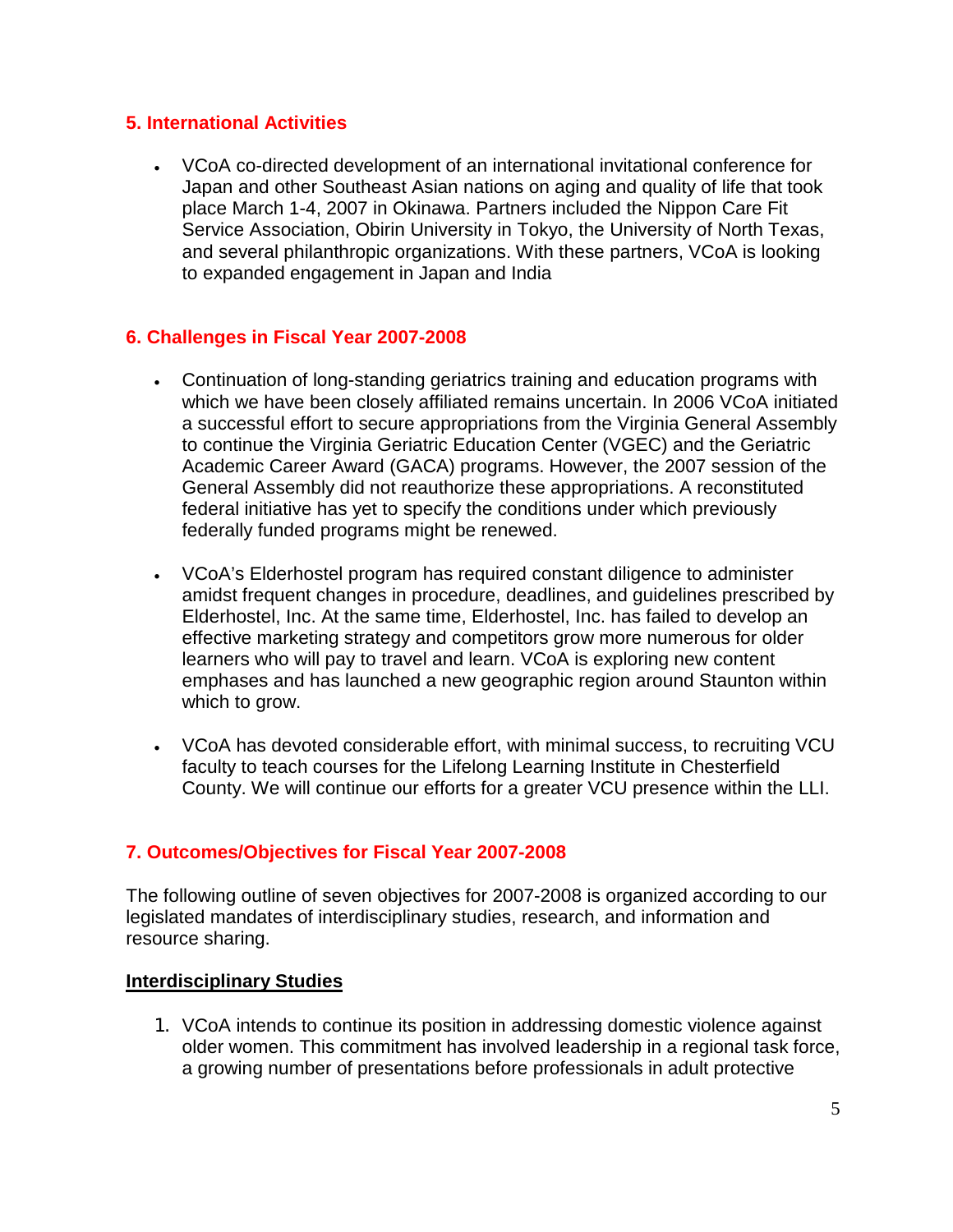## 5. International Activities

- VCoA co-directed development of an international invitational conference for Japan and other Southeast Asian nations on aging and quality of life that took place March 1-4, 2007 in Okinawa. Partners included the Nippon Care Fit Service Association, Obirin University in Tokyo, the University of North Texas, and several philanthropic organizations. With these partners, VCoA is looking to expanded engagement in Japan and India

## 6. Challenges in Fiscal Year 2007-2008

- Continuation of long-standing geriatrics training and education programs with which we have been closely affiliated remains uncertain. In 2006 VCoA initiated a successful effort to secure appropriations from the Virginia General Assembly to continue the Virginia Geriatric Education Center (VGEC) and the Geriatric Academic Career Award (GACA) programs. However, the 2007 session of the General Assembly did not reauthorize these appropriations. A reconstituted federal initiative has yet to specify the conditions under which previously federally funded programs might be renewed.

- VCoA's Elderhostel program has required constant diligence to administer amidst frequent changes in procedure, deadlines, and guidelines prescribed by Elderhostel, Inc. At the same time, Elderhostel, Inc. has failed to develop an effective marketing strategy and competitors grow more numerous for older learners who will pay to travel and learn. VCoA is exploring new content emphases and has launched a new geographic region around Staunton within which to grow.

- VCoA has devoted considerable effort, with minimal success, to recruiting VCU faculty to teach courses for the Lifelong Learning Institute in Chesterfield County. We will continue our efforts for a greater VCU presence within the LLI.

## 7. Outcomes/Objectives for Fiscal Year 2007-2008

The following outline of seven objectives for 2007-2008 is organized according to our legislated mandates of interdisciplinary studies, research, and information and resource sharing.

### Interdisciplinary Studies

1. VCoA intends to continue its position in addressing domestic violence against older women. This commitment has involved leadership in a regional task force, a growing number of presentations before professionals in adult protective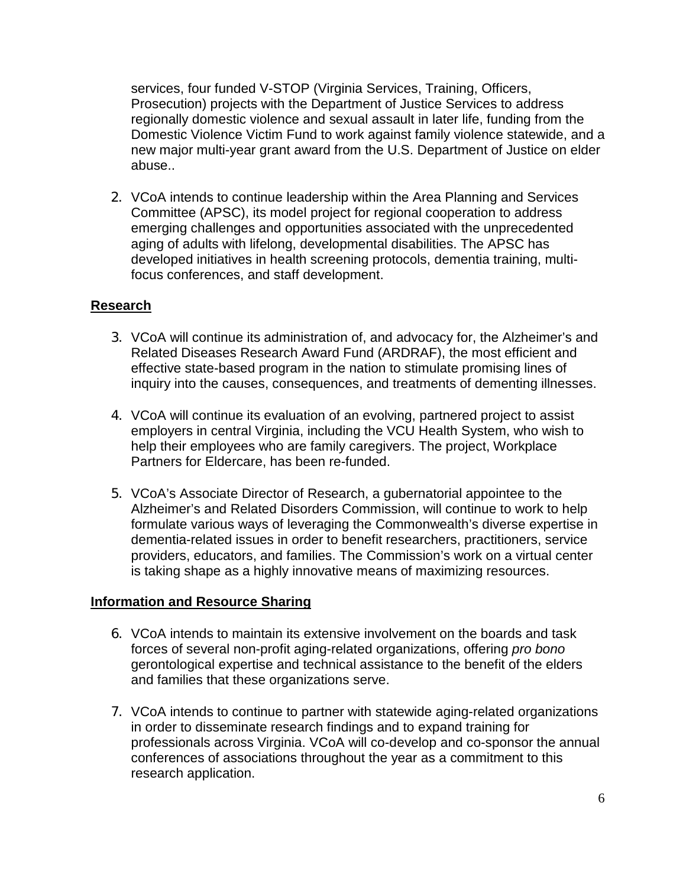services, four funded V-STOP (Virginia Services, Training, Officers, Prosecution) projects with the Department of Justice Services to address regionally domestic violence and sexual assault in later life, funding from the Domestic Violence Victim Fund to work against family violence statewide, and a new major multi-year grant award from the U.S. Department of Justice on elder abuse..

2. VCoA intends to continue leadership within the Area Planning and Services Committee (APSC), its model project for regional cooperation to address emerging challenges and opportunities associated with the unprecedented aging of adults with lifelong, developmental disabilities. The APSC has developed initiatives in health screening protocols, dementia training, multi-focus conferences, and staff development.

**Research**

3. VCoA will continue its administration of, and advocacy for, the Alzheimer's and Related Diseases Research Award Fund (ARDRAF), the most efficient and effective state-based program in the nation to stimulate promising lines of inquiry into the causes, consequences, and treatments of dementing illnesses.

4. VCoA will continue its evaluation of an evolving, partnered project to assist employers in central Virginia, including the VCU Health System, who wish to help their employees who are family caregivers. The project, Workplace Partners for Eldercare, has been re-funded.

5. VCoA's Associate Director of Research, a gubernatorial appointee to the Alzheimer's and Related Disorders Commission, will continue to work to help formulate various ways of leveraging the Commonwealth's diverse expertise in dementia-related issues in order to benefit researchers, practitioners, service providers, educators, and families. The Commission's work on a virtual center is taking shape as a highly innovative means of maximizing resources.

**Information and Resource Sharing**

6. VCoA intends to maintain its extensive involvement on the boards and task forces of several non-profit aging-related organizations, offering *pro bono* gerontological expertise and technical assistance to the benefit of the elders and families that these organizations serve.

7. VCoA intends to continue to partner with statewide aging-related organizations in order to disseminate research findings and to expand training for professionals across Virginia. VCoA will co-develop and co-sponsor the annual conferences of associations throughout the year as a commitment to this research application.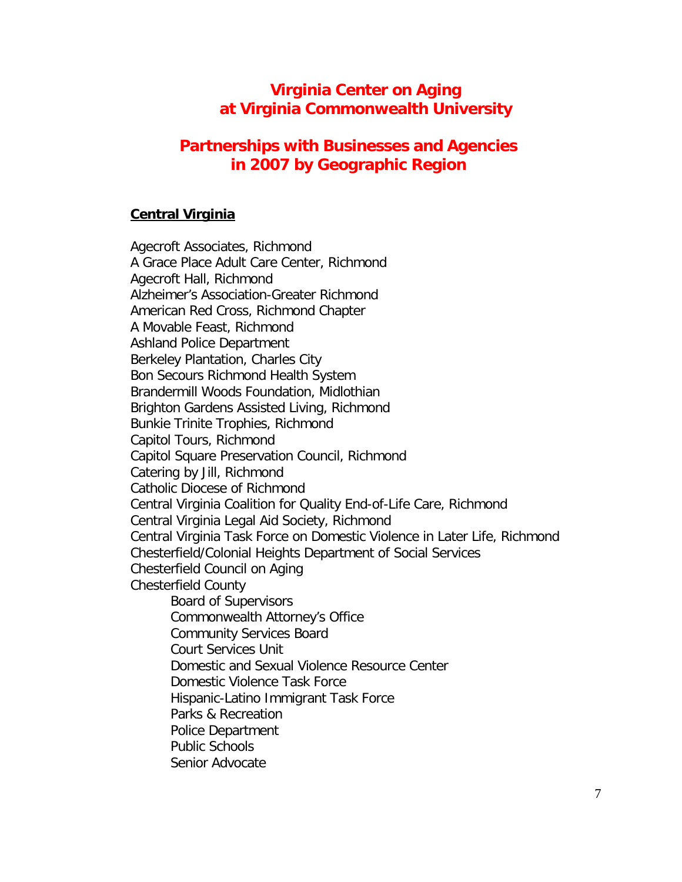# Virginia Center on Aging at Virginia Commonwealth University

## Partnerships with Businesses and Agencies in 2007 by Geographic Region

### Central Virginia

Agecroft Associates, Richmond
A Grace Place Adult Care Center, Richmond
Agecroft Hall, Richmond
Alzheimer's Association-Greater Richmond
American Red Cross, Richmond Chapter
A Movable Feast, Richmond
Ashland Police Department
Berkeley Plantation, Charles City
Bon Secours Richmond Health System
Brandermill Woods Foundation, Midlothian
Brighton Gardens Assisted Living, Richmond
Bunkie Trinite Trophies, Richmond
Capitol Tours, Richmond
Capitol Square Preservation Council, Richmond
Catering by Jill, Richmond
Catholic Diocese of Richmond
Central Virginia Coalition for Quality End-of-Life Care, Richmond
Central Virginia Legal Aid Society, Richmond
Central Virginia Task Force on Domestic Violence in Later Life, Richmond
Chesterfield/Colonial Heights Department of Social Services
Chesterfield Council on Aging
Chesterfield County

- Board of Supervisors
- Commonwealth Attorney's Office
- Community Services Board
- Court Services Unit
- Domestic and Sexual Violence Resource Center
- Domestic Violence Task Force
- Hispanic-Latino Immigrant Task Force
- Parks & Recreation
- Police Department
- Public Schools
- Senior Advocate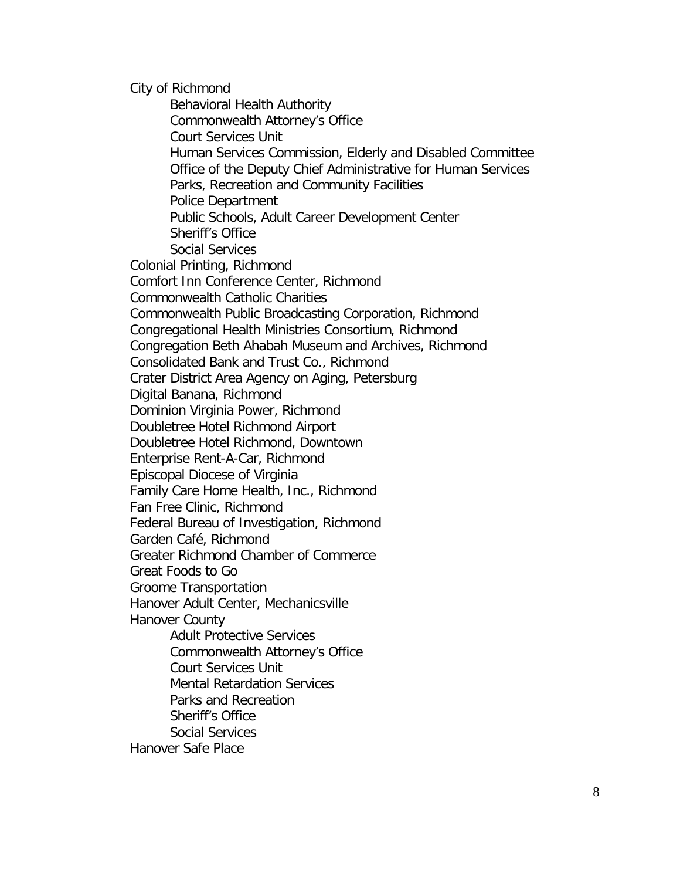City of Richmond
- Behavioral Health Authority
- Commonwealth Attorney's Office
- Court Services Unit
- Human Services Commission, Elderly and Disabled Committee
- Office of the Deputy Chief Administrative for Human Services
- Parks, Recreation and Community Facilities
- Police Department
- Public Schools, Adult Career Development Center
- Sheriff's Office
- Social Services

Colonial Printing, Richmond
Comfort Inn Conference Center, Richmond
Commonwealth Catholic Charities
Commonwealth Public Broadcasting Corporation, Richmond
Congregational Health Ministries Consortium, Richmond
Congregation Beth Ahabah Museum and Archives, Richmond
Consolidated Bank and Trust Co., Richmond
Crater District Area Agency on Aging, Petersburg
Digital Banana, Richmond
Dominion Virginia Power, Richmond
Doubletree Hotel Richmond Airport
Doubletree Hotel Richmond, Downtown
Enterprise Rent-A-Car, Richmond
Episcopal Diocese of Virginia
Family Care Home Health, Inc., Richmond
Fan Free Clinic, Richmond
Federal Bureau of Investigation, Richmond
Garden Café, Richmond
Greater Richmond Chamber of Commerce
Great Foods to Go
Groome Transportation
Hanover Adult Center, Mechanicsville
Hanover County
- Adult Protective Services
- Commonwealth Attorney's Office
- Court Services Unit
- Mental Retardation Services
- Parks and Recreation
- Sheriff's Office
- Social Services

Hanover Safe Place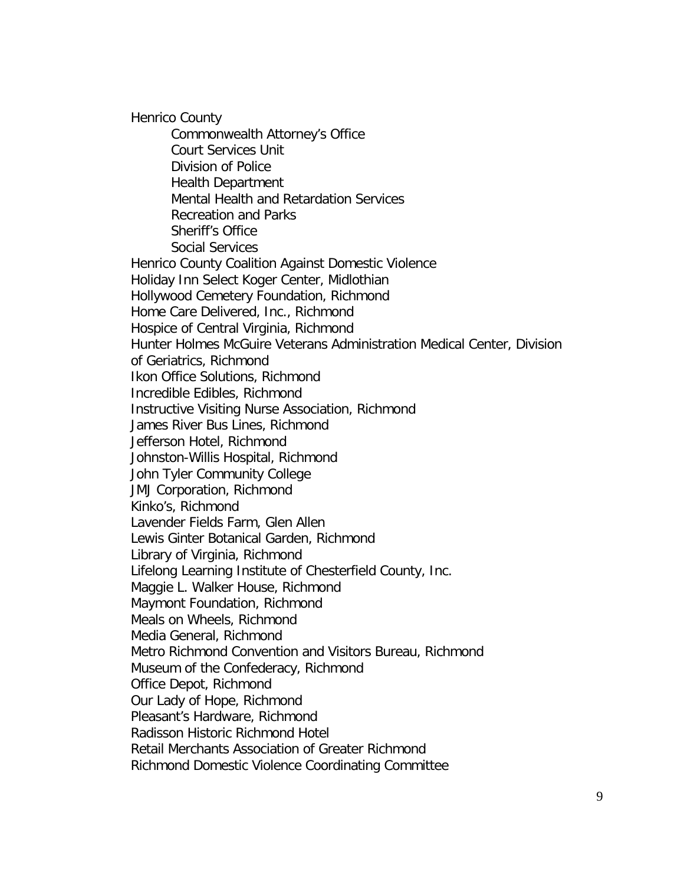Henrico County
- Commonwealth Attorney's Office
- Court Services Unit
- Division of Police
- Health Department
- Mental Health and Retardation Services
- Recreation and Parks
- Sheriff's Office
- Social Services

Henrico County Coalition Against Domestic Violence
Holiday Inn Select Koger Center, Midlothian
Hollywood Cemetery Foundation, Richmond
Home Care Delivered, Inc., Richmond
Hospice of Central Virginia, Richmond
Hunter Holmes McGuire Veterans Administration Medical Center, Division of Geriatrics, Richmond
Ikon Office Solutions, Richmond
Incredible Edibles, Richmond
Instructive Visiting Nurse Association, Richmond
James River Bus Lines, Richmond
Jefferson Hotel, Richmond
Johnston-Willis Hospital, Richmond
John Tyler Community College
JMJ Corporation, Richmond
Kinko's, Richmond
Lavender Fields Farm, Glen Allen
Lewis Ginter Botanical Garden, Richmond
Library of Virginia, Richmond
Lifelong Learning Institute of Chesterfield County, Inc.
Maggie L. Walker House, Richmond
Maymont Foundation, Richmond
Meals on Wheels, Richmond
Media General, Richmond
Metro Richmond Convention and Visitors Bureau, Richmond
Museum of the Confederacy, Richmond
Office Depot, Richmond
Our Lady of Hope, Richmond
Pleasant's Hardware, Richmond
Radisson Historic Richmond Hotel
Retail Merchants Association of Greater Richmond
Richmond Domestic Violence Coordinating Committee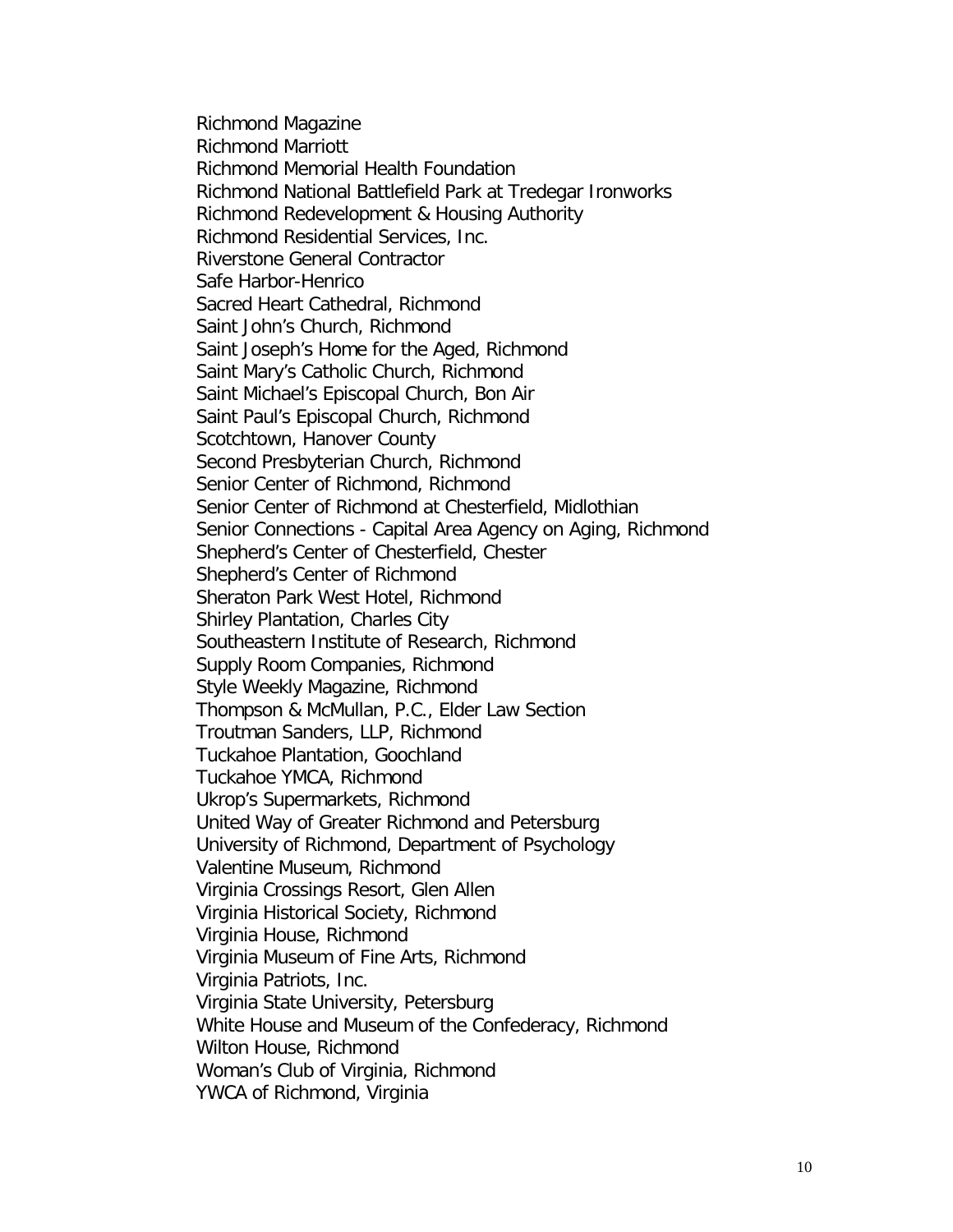Richmond Magazine
Richmond Marriott
Richmond Memorial Health Foundation
Richmond National Battlefield Park at Tredegar Ironworks
Richmond Redevelopment & Housing Authority
Richmond Residential Services, Inc.
Riverstone General Contractor
Safe Harbor-Henrico
Sacred Heart Cathedral, Richmond
Saint John's Church, Richmond
Saint Joseph's Home for the Aged, Richmond
Saint Mary's Catholic Church, Richmond
Saint Michael's Episcopal Church, Bon Air
Saint Paul's Episcopal Church, Richmond
Scotchtown, Hanover County
Second Presbyterian Church, Richmond
Senior Center of Richmond, Richmond
Senior Center of Richmond at Chesterfield, Midlothian
Senior Connections - Capital Area Agency on Aging, Richmond
Shepherd's Center of Chesterfield, Chester
Shepherd's Center of Richmond
Sheraton Park West Hotel, Richmond
Shirley Plantation, Charles City
Southeastern Institute of Research, Richmond
Supply Room Companies, Richmond
Style Weekly Magazine, Richmond
Thompson & McMullan, P.C., Elder Law Section
Troutman Sanders, LLP, Richmond
Tuckahoe Plantation, Goochland
Tuckahoe YMCA, Richmond
Ukrop's Supermarkets, Richmond
United Way of Greater Richmond and Petersburg
University of Richmond, Department of Psychology
Valentine Museum, Richmond
Virginia Crossings Resort, Glen Allen
Virginia Historical Society, Richmond
Virginia House, Richmond
Virginia Museum of Fine Arts, Richmond
Virginia Patriots, Inc.
Virginia State University, Petersburg
White House and Museum of the Confederacy, Richmond
Wilton House, Richmond
Woman's Club of Virginia, Richmond
YWCA of Richmond, Virginia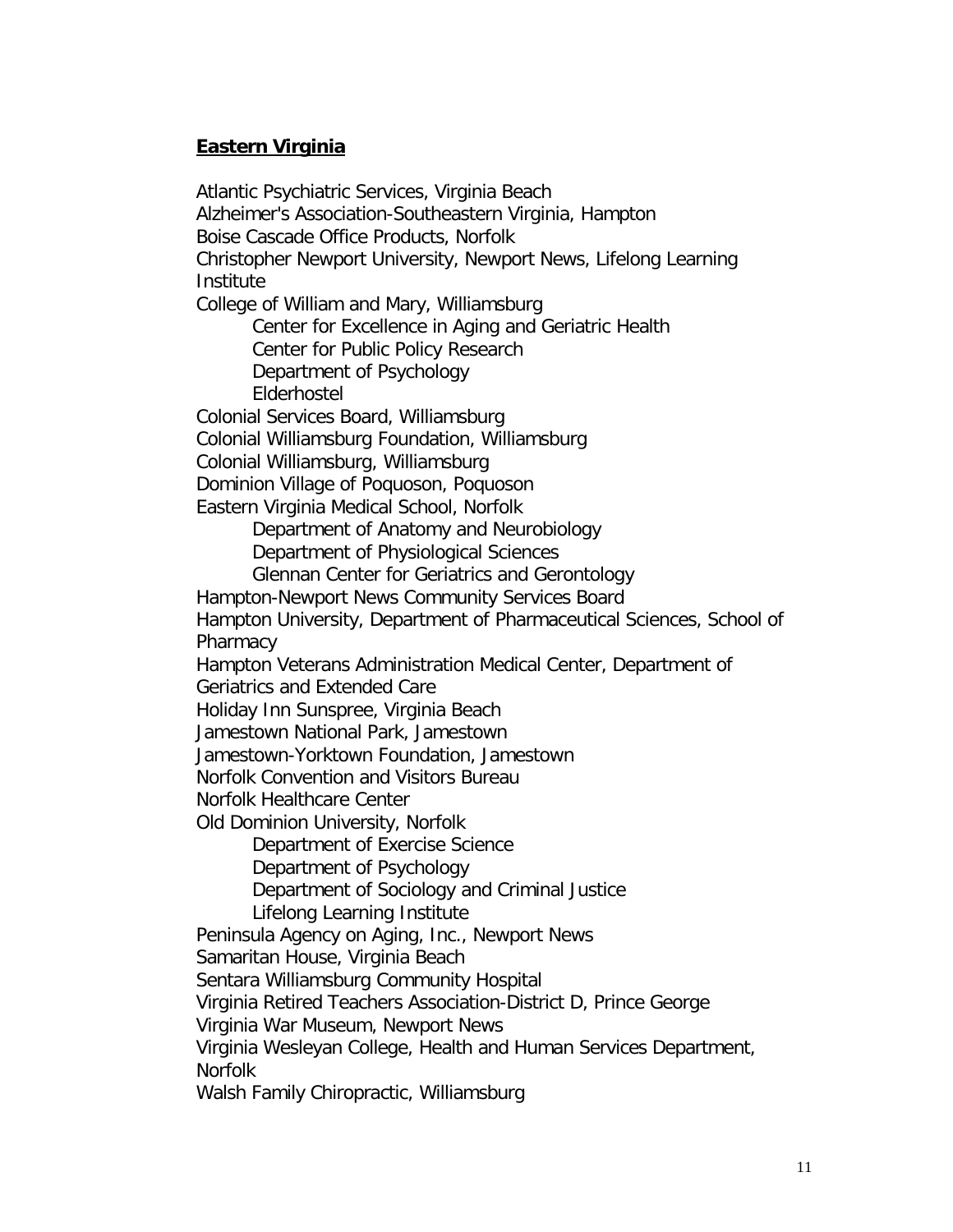## **Eastern Virginia**

Atlantic Psychiatric Services, Virginia Beach
Alzheimer's Association-Southeastern Virginia, Hampton
Boise Cascade Office Products, Norfolk
Christopher Newport University, Newport News, Lifelong Learning Institute
College of William and Mary, Williamsburg
- Center for Excellence in Aging and Geriatric Health
- Center for Public Policy Research
- Department of Psychology
- Elderhostel

Colonial Services Board, Williamsburg
Colonial Williamsburg Foundation, Williamsburg
Colonial Williamsburg, Williamsburg
Dominion Village of Poquoson, Poquoson
Eastern Virginia Medical School, Norfolk
- Department of Anatomy and Neurobiology
- Department of Physiological Sciences
- Glennan Center for Geriatrics and Gerontology

Hampton-Newport News Community Services Board
Hampton University, Department of Pharmaceutical Sciences, School of Pharmacy
Hampton Veterans Administration Medical Center, Department of Geriatrics and Extended Care
Holiday Inn Sunspree, Virginia Beach
Jamestown National Park, Jamestown
Jamestown-Yorktown Foundation, Jamestown
Norfolk Convention and Visitors Bureau
Norfolk Healthcare Center
Old Dominion University, Norfolk
- Department of Exercise Science
- Department of Psychology
- Department of Sociology and Criminal Justice
- Lifelong Learning Institute

Peninsula Agency on Aging, Inc., Newport News
Samaritan House, Virginia Beach
Sentara Williamsburg Community Hospital
Virginia Retired Teachers Association-District D, Prince George
Virginia War Museum, Newport News
Virginia Wesleyan College, Health and Human Services Department, Norfolk
Walsh Family Chiropractic, Williamsburg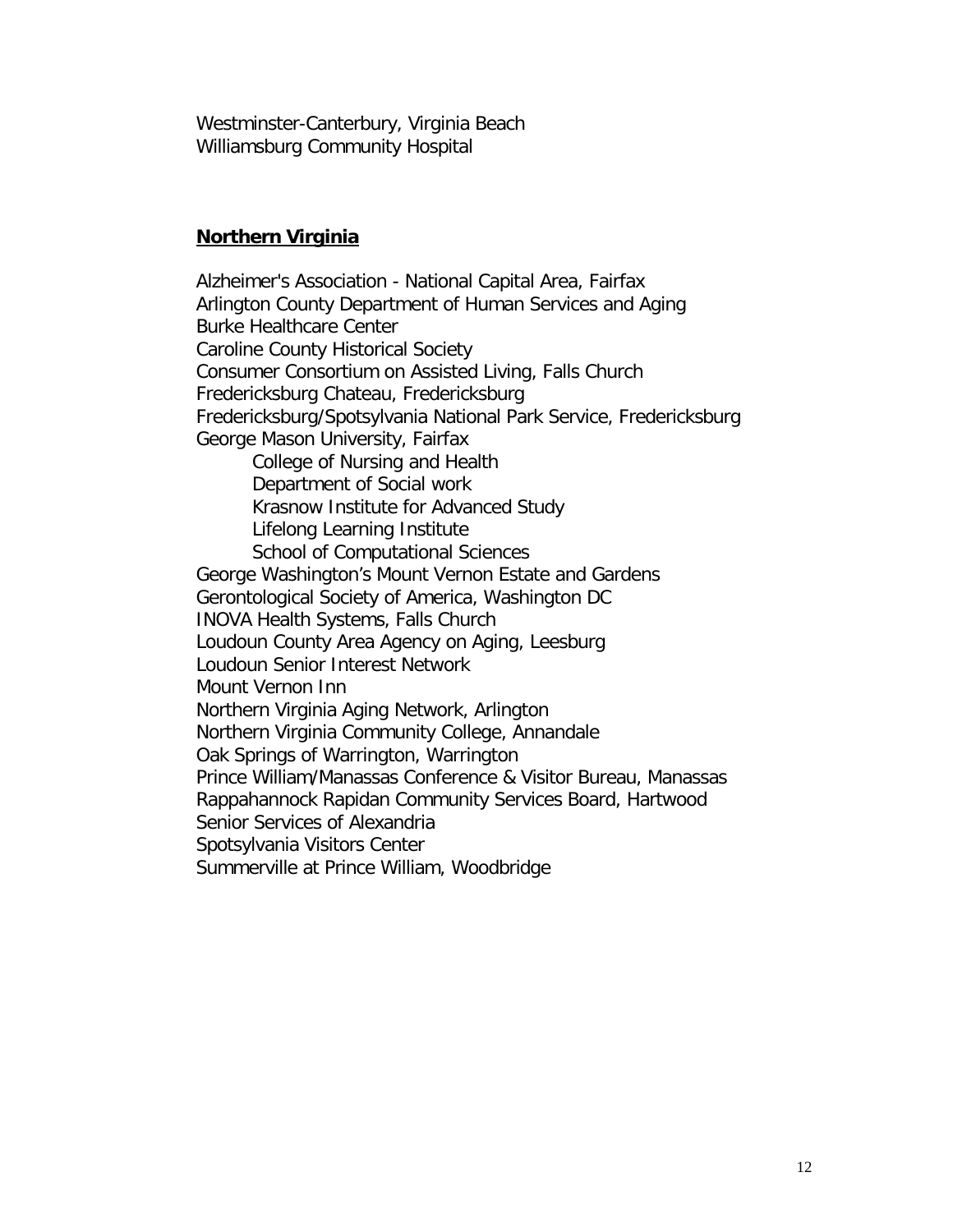Westminster-Canterbury, Virginia Beach
Williamsburg Community Hospital

## Northern Virginia

Alzheimer's Association - National Capital Area, Fairfax
Arlington County Department of Human Services and Aging
Burke Healthcare Center
Caroline County Historical Society
Consumer Consortium on Assisted Living, Falls Church
Fredericksburg Chateau, Fredericksburg
Fredericksburg/Spotsylvania National Park Service, Fredericksburg
George Mason University, Fairfax
- College of Nursing and Health
- Department of Social work
- Krasnow Institute for Advanced Study
- Lifelong Learning Institute
- School of Computational Sciences

George Washington's Mount Vernon Estate and Gardens
Gerontological Society of America, Washington DC
INOVA Health Systems, Falls Church
Loudoun County Area Agency on Aging, Leesburg
Loudoun Senior Interest Network
Mount Vernon Inn
Northern Virginia Aging Network, Arlington
Northern Virginia Community College, Annandale
Oak Springs of Warrington, Warrington
Prince William/Manassas Conference & Visitor Bureau, Manassas
Rappahannock Rapidan Community Services Board, Hartwood
Senior Services of Alexandria
Spotsylvania Visitors Center
Summerville at Prince William, Woodbridge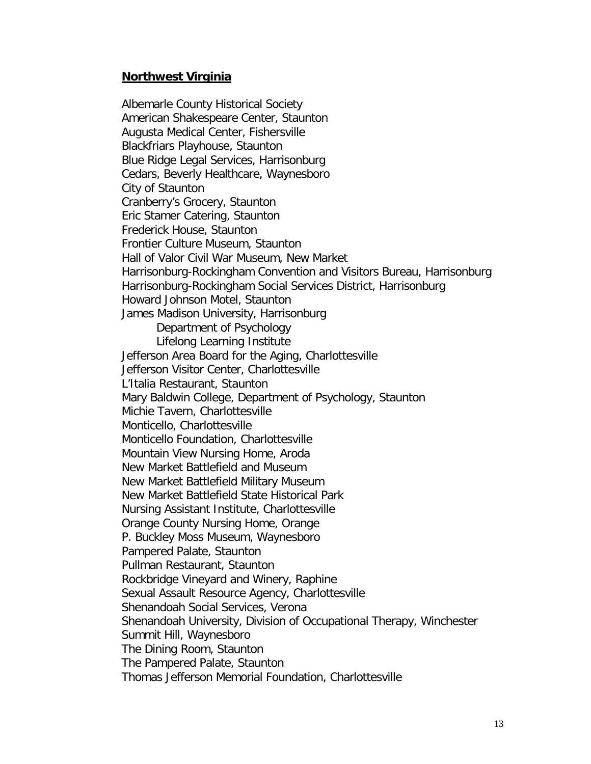## **Northwest Virginia**

Albemarle County Historical Society
American Shakespeare Center, Staunton
Augusta Medical Center, Fishersville
Blackfriars Playhouse, Staunton
Blue Ridge Legal Services, Harrisonburg
Cedars, Beverly Healthcare, Waynesboro
City of Staunton
Cranberry's Grocery, Staunton
Eric Stamer Catering, Staunton
Frederick House, Staunton
Frontier Culture Museum, Staunton
Hall of Valor Civil War Museum, New Market
Harrisonburg-Rockingham Convention and Visitors Bureau, Harrisonburg
Harrisonburg-Rockingham Social Services District, Harrisonburg
Howard Johnson Motel, Staunton
James Madison University, Harrisonburg
- Department of Psychology
- Lifelong Learning Institute

Jefferson Area Board for the Aging, Charlottesville
Jefferson Visitor Center, Charlottesville
L'Italia Restaurant, Staunton
Mary Baldwin College, Department of Psychology, Staunton
Michie Tavern, Charlottesville
Monticello, Charlottesville
Monticello Foundation, Charlottesville
Mountain View Nursing Home, Aroda
New Market Battlefield and Museum
New Market Battlefield Military Museum
New Market Battlefield State Historical Park
Nursing Assistant Institute, Charlottesville
Orange County Nursing Home, Orange
P. Buckley Moss Museum, Waynesboro
Pampered Palate, Staunton
Pullman Restaurant, Staunton
Rockbridge Vineyard and Winery, Raphine
Sexual Assault Resource Agency, Charlottesville
Shenandoah Social Services, Verona
Shenandoah University, Division of Occupational Therapy, Winchester
Summit Hill, Waynesboro
The Dining Room, Staunton
The Pampered Palate, Staunton
Thomas Jefferson Memorial Foundation, Charlottesville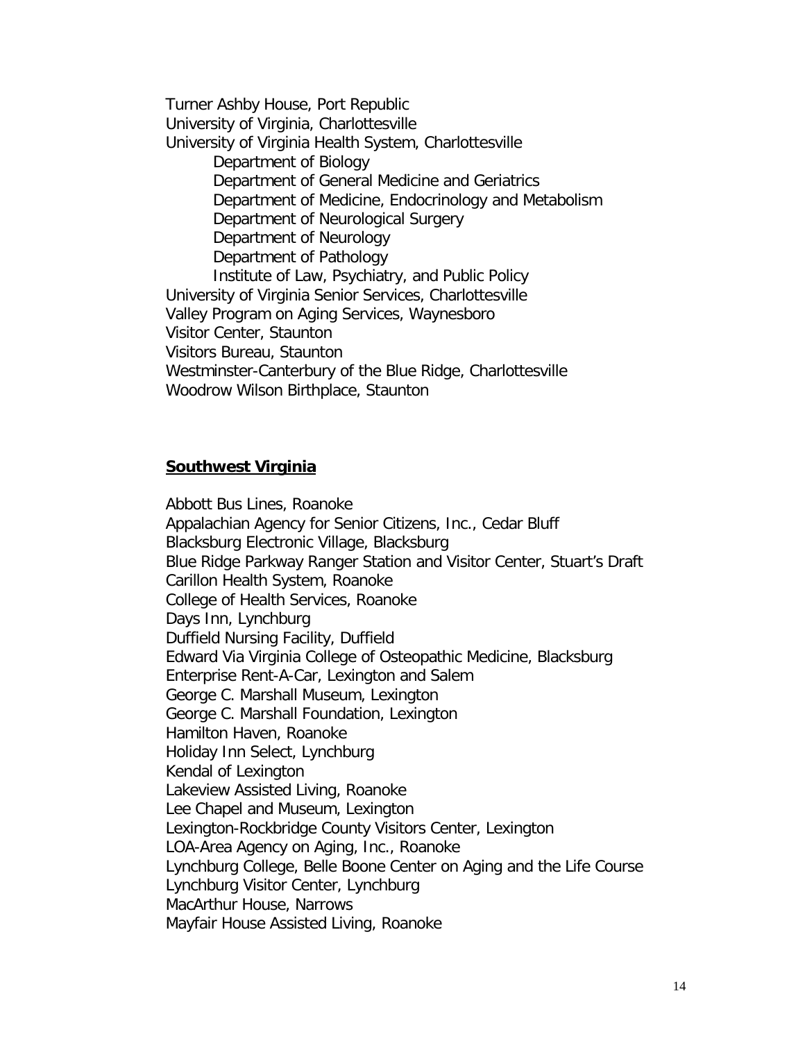Turner Ashby House, Port Republic
University of Virginia, Charlottesville
University of Virginia Health System, Charlottesville
- Department of Biology
- Department of General Medicine and Geriatrics
- Department of Medicine, Endocrinology and Metabolism
- Department of Neurological Surgery
- Department of Neurology
- Department of Pathology
- Institute of Law, Psychiatry, and Public Policy

University of Virginia Senior Services, Charlottesville
Valley Program on Aging Services, Waynesboro
Visitor Center, Staunton
Visitors Bureau, Staunton
Westminster-Canterbury of the Blue Ridge, Charlottesville
Woodrow Wilson Birthplace, Staunton

## **Southwest Virginia**

Abbott Bus Lines, Roanoke
Appalachian Agency for Senior Citizens, Inc., Cedar Bluff
Blacksburg Electronic Village, Blacksburg
Blue Ridge Parkway Ranger Station and Visitor Center, Stuart's Draft
Carillon Health System, Roanoke
College of Health Services, Roanoke
Days Inn, Lynchburg
Duffield Nursing Facility, Duffield
Edward Via Virginia College of Osteopathic Medicine, Blacksburg
Enterprise Rent-A-Car, Lexington and Salem
George C. Marshall Museum, Lexington
George C. Marshall Foundation, Lexington
Hamilton Haven, Roanoke
Holiday Inn Select, Lynchburg
Kendal of Lexington
Lakeview Assisted Living, Roanoke
Lee Chapel and Museum, Lexington
Lexington-Rockbridge County Visitors Center, Lexington
LOA-Area Agency on Aging, Inc., Roanoke
Lynchburg College, Belle Boone Center on Aging and the Life Course
Lynchburg Visitor Center, Lynchburg
MacArthur House, Narrows
Mayfair House Assisted Living, Roanoke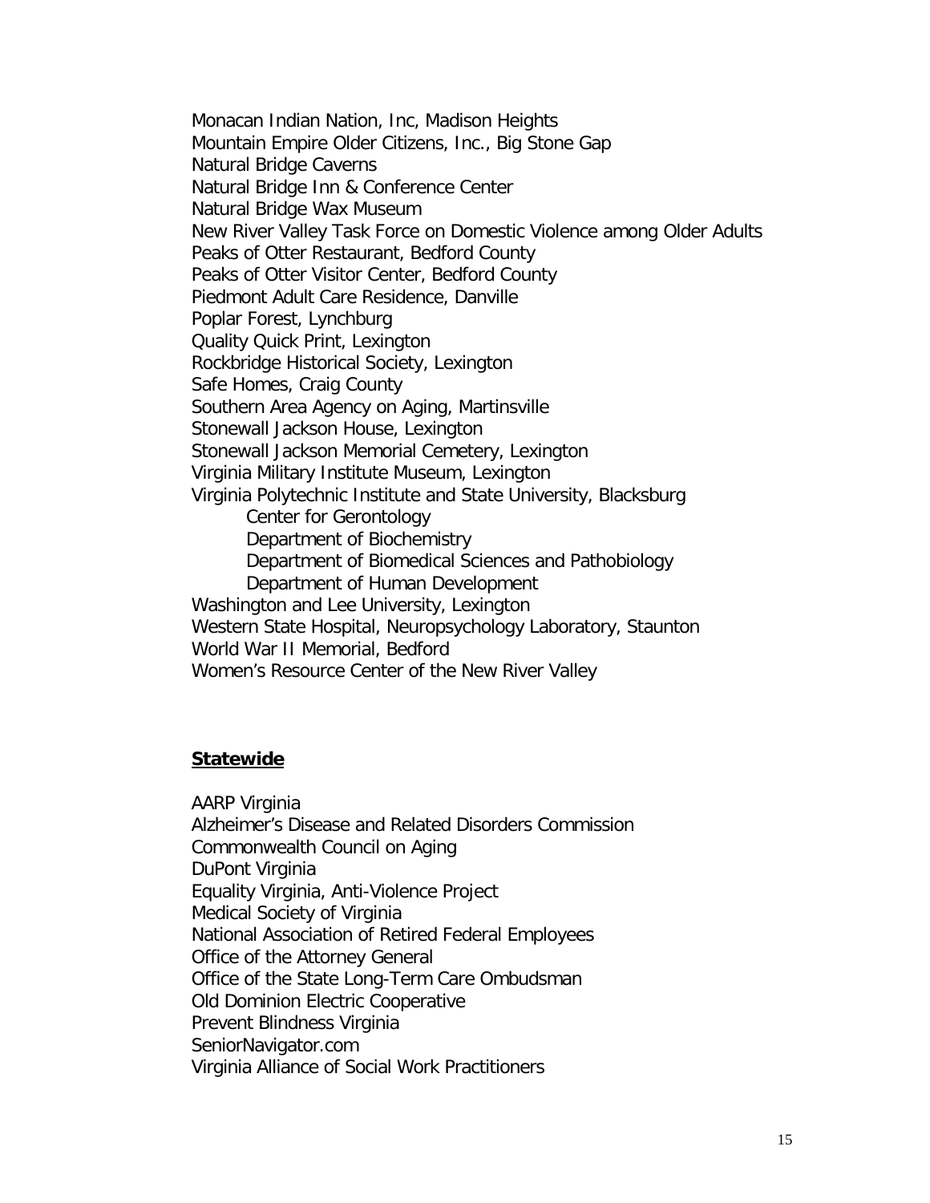Monacan Indian Nation, Inc, Madison Heights
Mountain Empire Older Citizens, Inc., Big Stone Gap
Natural Bridge Caverns
Natural Bridge Inn & Conference Center
Natural Bridge Wax Museum
New River Valley Task Force on Domestic Violence among Older Adults
Peaks of Otter Restaurant, Bedford County
Peaks of Otter Visitor Center, Bedford County
Piedmont Adult Care Residence, Danville
Poplar Forest, Lynchburg
Quality Quick Print, Lexington
Rockbridge Historical Society, Lexington
Safe Homes, Craig County
Southern Area Agency on Aging, Martinsville
Stonewall Jackson House, Lexington
Stonewall Jackson Memorial Cemetery, Lexington
Virginia Military Institute Museum, Lexington
Virginia Polytechnic Institute and State University, Blacksburg

- Center for Gerontology
- Department of Biochemistry
- Department of Biomedical Sciences and Pathobiology
- Department of Human Development

Washington and Lee University, Lexington
Western State Hospital, Neuropsychology Laboratory, Staunton
World War II Memorial, Bedford
Women's Resource Center of the New River Valley

## Statewide

AARP Virginia
Alzheimer's Disease and Related Disorders Commission
Commonwealth Council on Aging
DuPont Virginia
Equality Virginia, Anti-Violence Project
Medical Society of Virginia
National Association of Retired Federal Employees
Office of the Attorney General
Office of the State Long-Term Care Ombudsman
Old Dominion Electric Cooperative
Prevent Blindness Virginia
SeniorNavigator.com
Virginia Alliance of Social Work Practitioners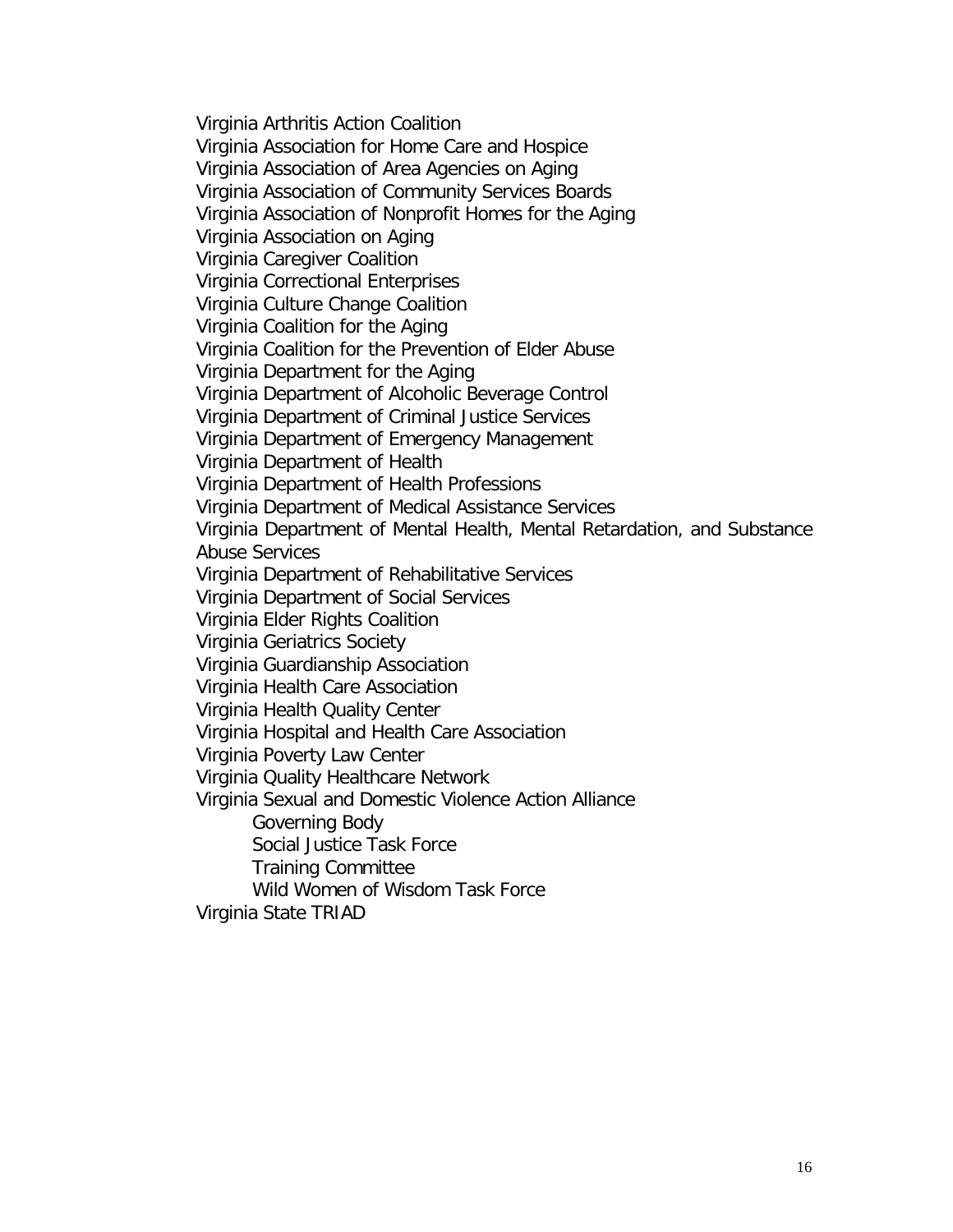Virginia Arthritis Action Coalition
Virginia Association for Home Care and Hospice
Virginia Association of Area Agencies on Aging
Virginia Association of Community Services Boards
Virginia Association of Nonprofit Homes for the Aging
Virginia Association on Aging
Virginia Caregiver Coalition
Virginia Correctional Enterprises
Virginia Culture Change Coalition
Virginia Coalition for the Aging
Virginia Coalition for the Prevention of Elder Abuse
Virginia Department for the Aging
Virginia Department of Alcoholic Beverage Control
Virginia Department of Criminal Justice Services
Virginia Department of Emergency Management
Virginia Department of Health
Virginia Department of Health Professions
Virginia Department of Medical Assistance Services
Virginia Department of Mental Health, Mental Retardation, and Substance Abuse Services
Virginia Department of Rehabilitative Services
Virginia Department of Social Services
Virginia Elder Rights Coalition
Virginia Geriatrics Society
Virginia Guardianship Association
Virginia Health Care Association
Virginia Health Quality Center
Virginia Hospital and Health Care Association
Virginia Poverty Law Center
Virginia Quality Healthcare Network
Virginia Sexual and Domestic Violence Action Alliance

- Governing Body
- Social Justice Task Force
- Training Committee
- Wild Women of Wisdom Task Force

Virginia State TRIAD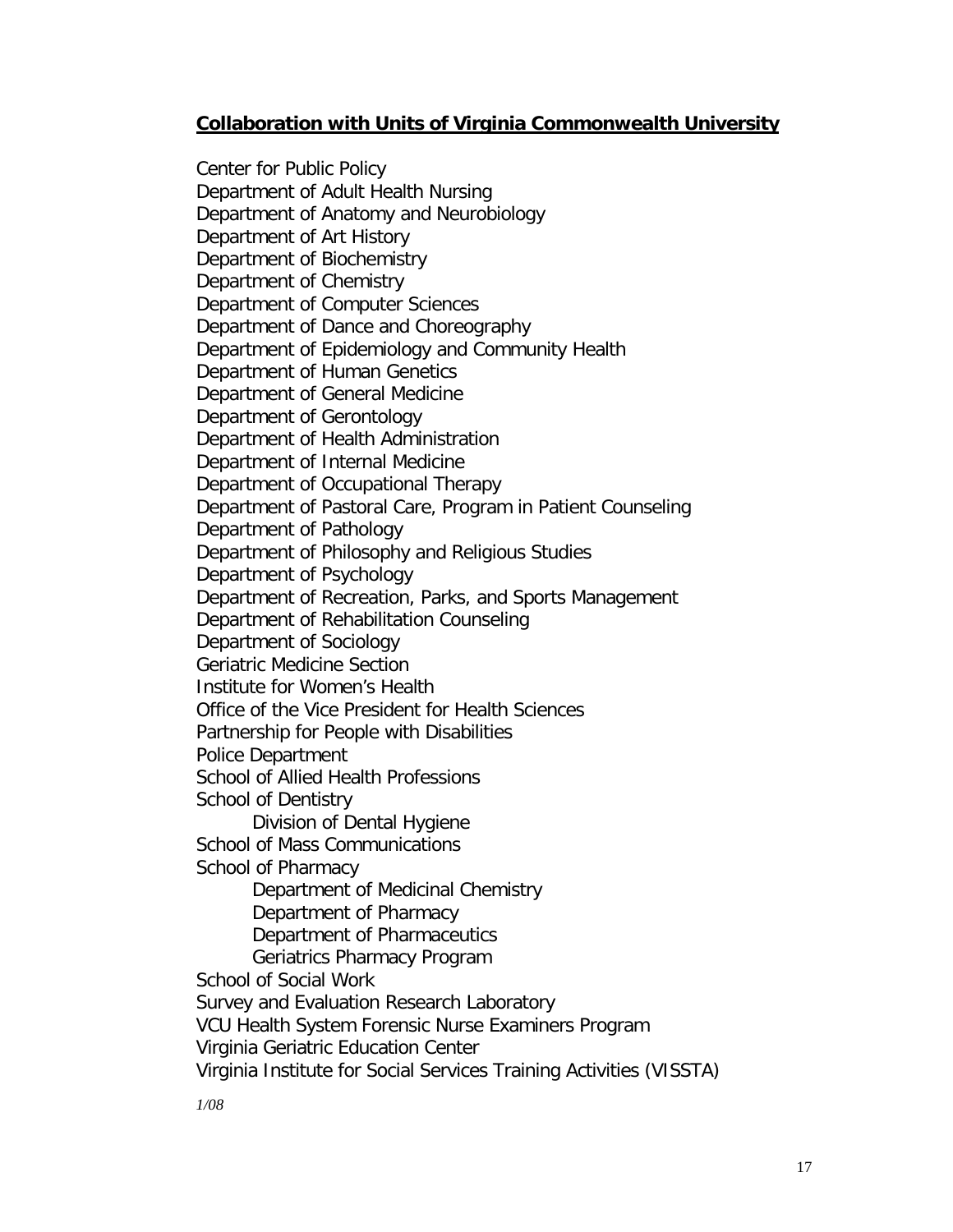## **Collaboration with Units of Virginia Commonwealth University**

Center for Public Policy
Department of Adult Health Nursing
Department of Anatomy and Neurobiology
Department of Art History
Department of Biochemistry
Department of Chemistry
Department of Computer Sciences
Department of Dance and Choreography
Department of Epidemiology and Community Health
Department of Human Genetics
Department of General Medicine
Department of Gerontology
Department of Health Administration
Department of Internal Medicine
Department of Occupational Therapy
Department of Pastoral Care, Program in Patient Counseling
Department of Pathology
Department of Philosophy and Religious Studies
Department of Psychology
Department of Recreation, Parks, and Sports Management
Department of Rehabilitation Counseling
Department of Sociology
Geriatric Medicine Section
Institute for Women's Health
Office of the Vice President for Health Sciences
Partnership for People with Disabilities
Police Department
School of Allied Health Professions
School of Dentistry
- Division of Dental Hygiene

School of Mass Communications
School of Pharmacy
- Department of Medicinal Chemistry
- Department of Pharmacy
- Department of Pharmaceutics
- Geriatrics Pharmacy Program

School of Social Work
Survey and Evaluation Research Laboratory
VCU Health System Forensic Nurse Examiners Program
Virginia Geriatric Education Center
Virginia Institute for Social Services Training Activities (VISSTA)

*1/08*